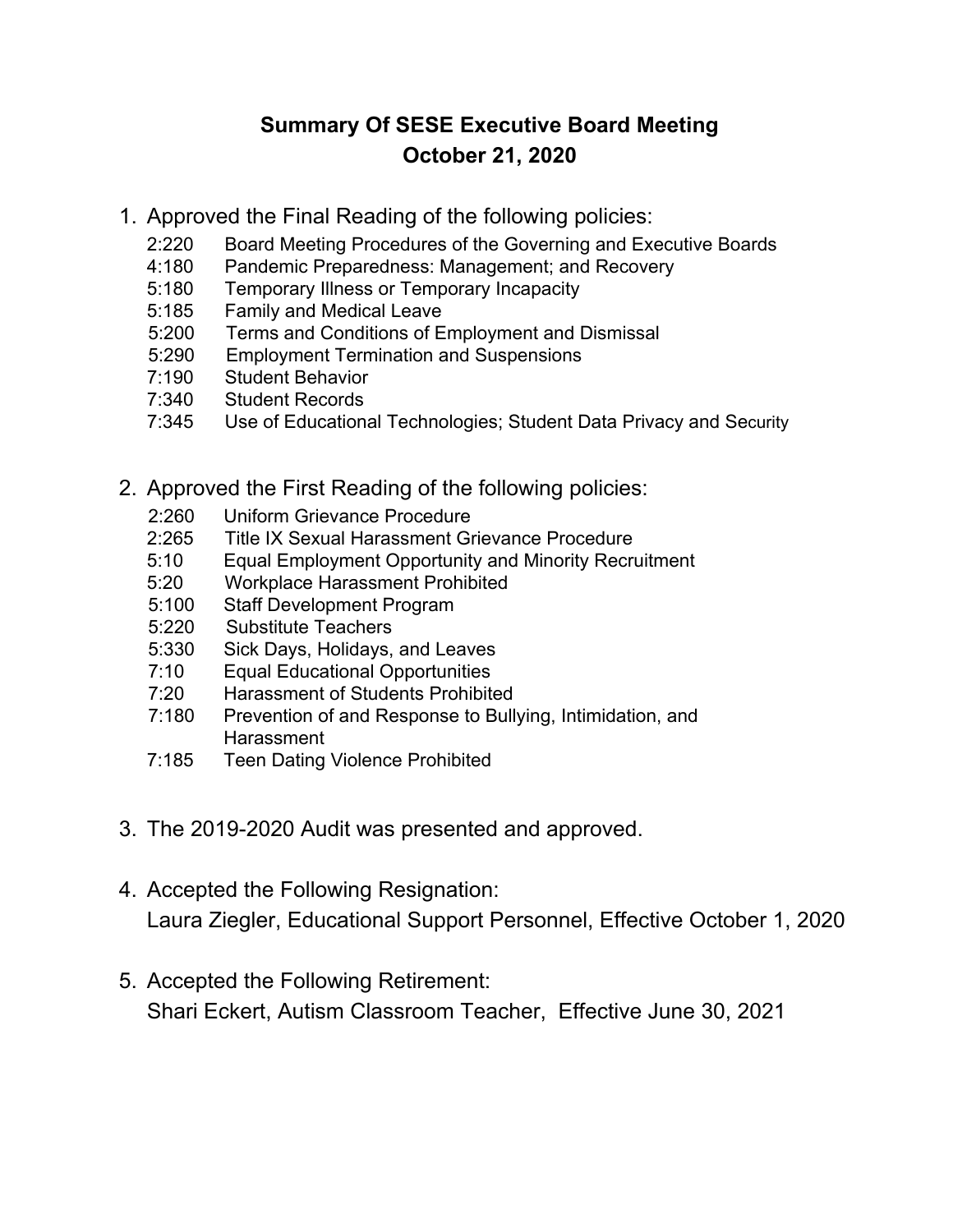# Summary Of SESE Executive Board Meeting
## October 21, 2020

1. Approved the Final Reading of the following policies:
   - 2:220 Board Meeting Procedures of the Governing and Executive Boards
   - 4:180 Pandemic Preparedness: Management; and Recovery
   - 5:180 Temporary Illness or Temporary Incapacity
   - 5:185 Family and Medical Leave
   - 5:200 Terms and Conditions of Employment and Dismissal
   - 5:290 Employment Termination and Suspensions
   - 7:190 Student Behavior
   - 7:340 Student Records
   - 7:345 Use of Educational Technologies; Student Data Privacy and Security

2. Approved the First Reading of the following policies:
   - 2:260 Uniform Grievance Procedure
   - 2:265 Title IX Sexual Harassment Grievance Procedure
   - 5:10 Equal Employment Opportunity and Minority Recruitment
   - 5:20 Workplace Harassment Prohibited
   - 5:100 Staff Development Program
   - 5:220 Substitute Teachers
   - 5:330 Sick Days, Holidays, and Leaves
   - 7:10 Equal Educational Opportunities
   - 7:20 Harassment of Students Prohibited
   - 7:180 Prevention of and Response to Bullying, Intimidation, and Harassment
   - 7:185 Teen Dating Violence Prohibited

3. The 2019-2020 Audit was presented and approved.

4. Accepted the Following Resignation:
   Laura Ziegler, Educational Support Personnel, Effective October 1, 2020

5. Accepted the Following Retirement:
   Shari Eckert, Autism Classroom Teacher, Effective June 30, 2021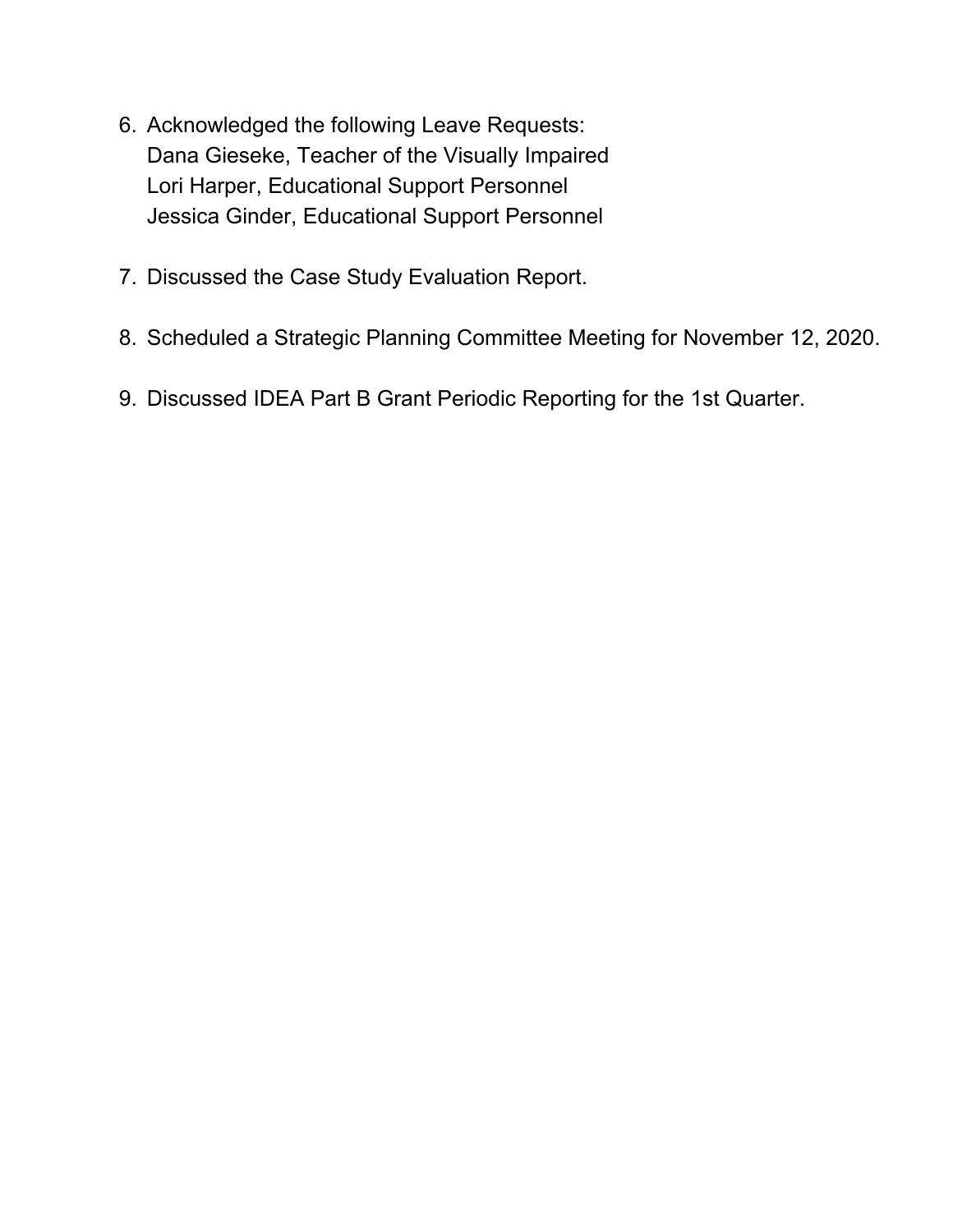6. Acknowledged the following Leave Requests:
   Dana Gieseke, Teacher of the Visually Impaired
   Lori Harper, Educational Support Personnel
   Jessica Ginder, Educational Support Personnel

7. Discussed the Case Study Evaluation Report.

8. Scheduled a Strategic Planning Committee Meeting for November 12, 2020.

9. Discussed IDEA Part B Grant Periodic Reporting for the 1st Quarter.